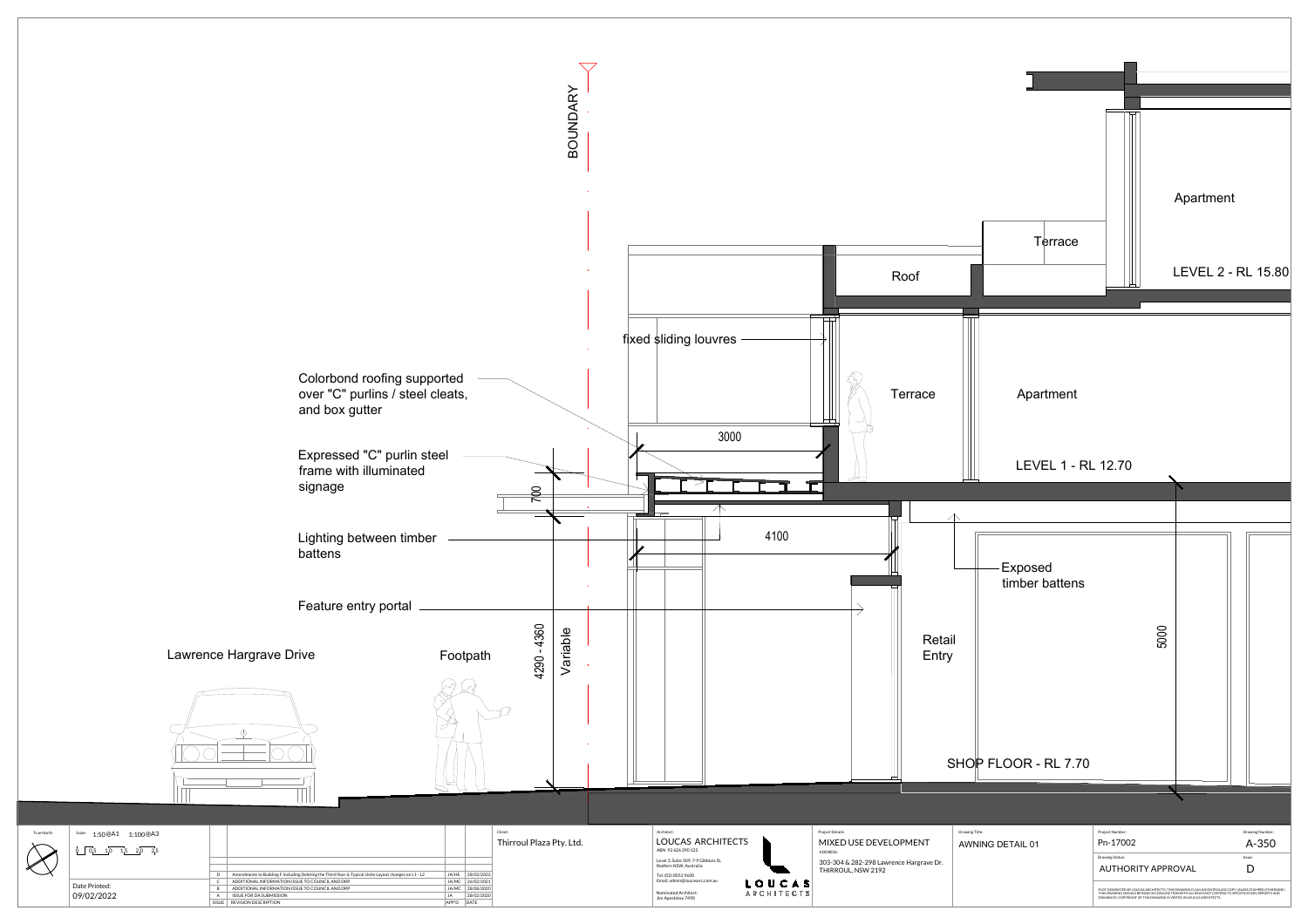BOUNDARY

Colorbond roofing supported over "C" purlins / steel cleats, and box gutter

Expressed "C" purlin steel frame with illuminated signage

Lighting between timber battens

Feature entry portal

Lawrence Hargrave Drive

Footpath

fixed sliding louvres

3000

700

4100

4290 - 4360

Variable

Roof

Terrace

Apartment

LEVEL 2 - RL 15.80

Terrace

Apartment

LEVEL 1 - RL 12.70

Exposed timber battens

Retail Entry

5000

SHOP FLOOR - RL 7.70

True North

Scale: 1:50@A1 1:100@A3

0 0.5 1.0 1.5 2.0 2.5

Date Printed: 09/02/2022

| ISSUE | REVISION DESCRIPTION | APP'D | DATE |
| --- | --- | --- | --- |
| D | Amendments to Building F including Deleting the Third floor & Typical Units Layout changes on L1 - L2 | JA/HE | 28/02/2022 |
| C | ADDITIONAL INFORMATION ISSUE TO COUNCIL AND DRP | JA/HC | 26/02/2021 |
| B | ADDITIONAL INFORMATION ISSUE TO COUNCIL AND DRP | JA/HC | 28/08/2020 |
| A | ISSUE FOR DA SUBMISSION | JA | 28/02/2020 |

Client: Thirroul Plaza Pty. Ltd.

Architect: LOUCAS ARCHITECTS
ABN: 92 626 290 122
Level 3, Suite 309, 7-9 Gibbons St, Redfern NSW, Australia
Tel: (02) 8052 9600
Email: admin@loucasarc.com.au
Nominated Architect: Jim Apostolou 7490

LOUCAS ARCHITECTS

Project Details: MIXED USE DEVELOPMENT
ADDRESS:
303-304 & 282-298 Lawrence Hargrave Dr. THIRROUL, NSW 2192

Drawing Title: AWNING DETAIL 01

Project Number: Pn-17002

Drawing Number: A-350

Drawing Status: AUTHORITY APPROVAL

Issue: D

PLOT GENERATED BY LOUCAS ARCHITECTS | THIS DRAWING IS AN UNCONTROLLED COPY UNLESS STAMPED OTHERWISE | THIS DRAWING SHOULD BE READ IN CONJUNCTION WITH ALL RELEVANT CONTRACTS, SPECIFICATION, REPORTS AND DRAWINGS | COPYRIGHT OF THIS DRAWING IS VESTED IN LOUCAS ARCHITECTS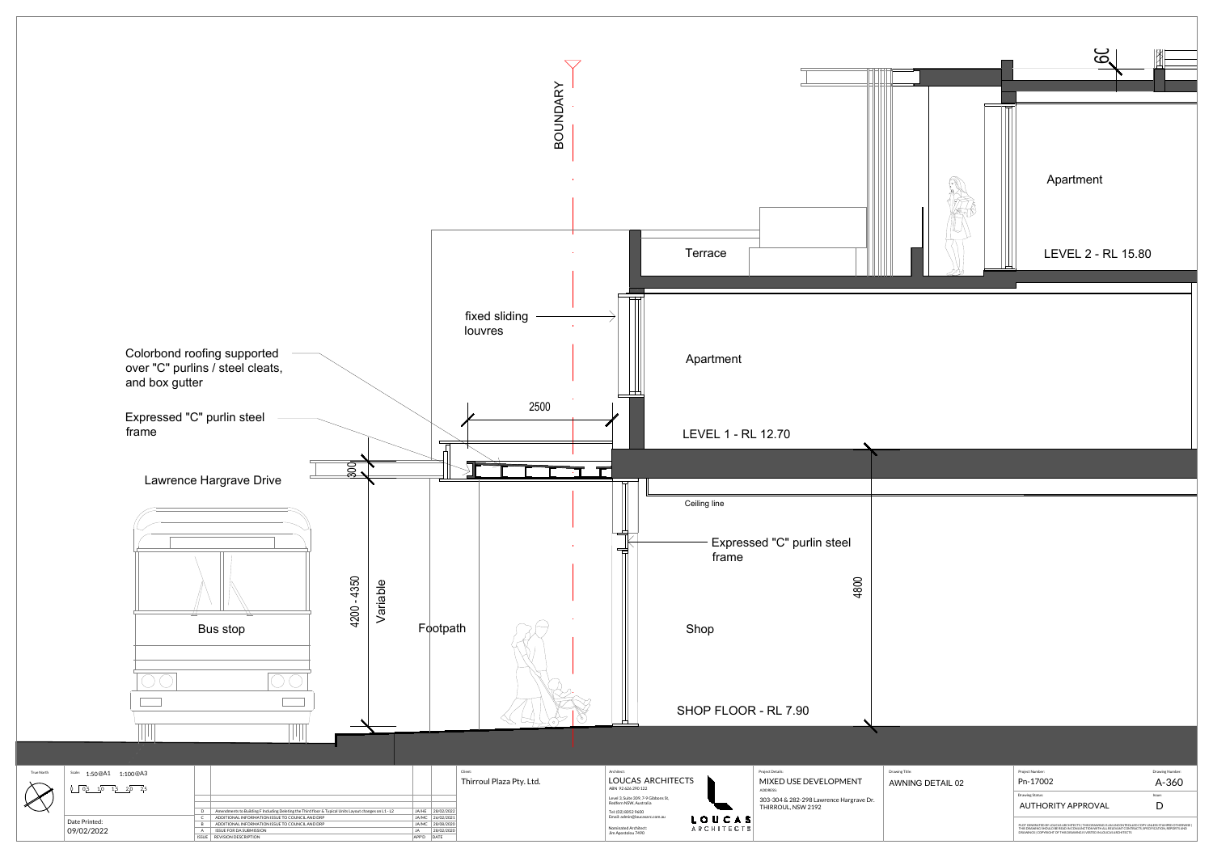BOUNDARY

Apartment

Terrace

LEVEL 2 - RL 15.80

fixed sliding louvres

Apartment

Colorbond roofing supported over "C" purlins / steel cleats, and box gutter

2500

LEVEL 1 - RL 12.70

Expressed "C" purlin steel frame

300

Lawrence Hargrave Drive

Ceiling line

Expressed "C" purlin steel frame

4800

4200 - 4350

Variable

Bus stop

Footpath

Shop

SHOP FLOOR - RL 7.90

True North

Scale: 1:50@A1 1:100@A3

0 0.5 1.0 1.5 2.0 2.5

Date Printed: 09/02/2022

| ISSUE | REVISION DESCRIPTION | APP'D | DATE |
| --- | --- | --- | --- |
| D | Amendments to Building F including Deleting the Third floor & Typical Units Layout changes on L1 - L2 | JA/HE | 28/02/2022 |
| C | ADDITIONAL INFORMATION ISSUE TO COUNCIL AND DRP | JA/MC | 26/02/2021 |
| B | ADDITIONAL INFORMATION ISSUE TO COUNCIL AND DRP | JA/MC | 28/08/2020 |
| A | ISSUE FOR DA SUBMISSION | JA | 28/02/2020 |

Client: Thirroul Plaza Pty. Ltd.

Architect: LOUCAS ARCHITECTS
ABN: 92 626 290 122
Level 3, Suite 309, 7-9 Gibbons St, Redfern NSW, Australia
Tel: (02) 8052 9600
Email: admin@loucasarc.com.au
Nominated Architect: Jim Apostolou 7490

LOUCAS ARCHITECTS

Project Details: MIXED USE DEVELOPMENT
Address: 303-304 & 282-298 Lawrence Hargrave Dr. THIRROUL, NSW 2192

Drawing Title: AWNING DETAIL 02

Project Number: Pn-17002

Drawing Number: A-360

Drawing Status: AUTHORITY APPROVAL

Issue: D

PLOT GENERATED BY LOUCAS ARCHITECTS | THIS DRAWING IS AN UNCONTROLLED COPY UNLESS STAMPED OTHERWISE | THIS DRAWING SHOULD BE READ IN CONJUNCTION WITH ALL RELEVANT CONTRACTS, SPECIFICATION, REPORTS AND DRAWINGS | COPYRIGHT OF THIS DRAWING IS VESTED IN LOUCAS ARCHITECTS